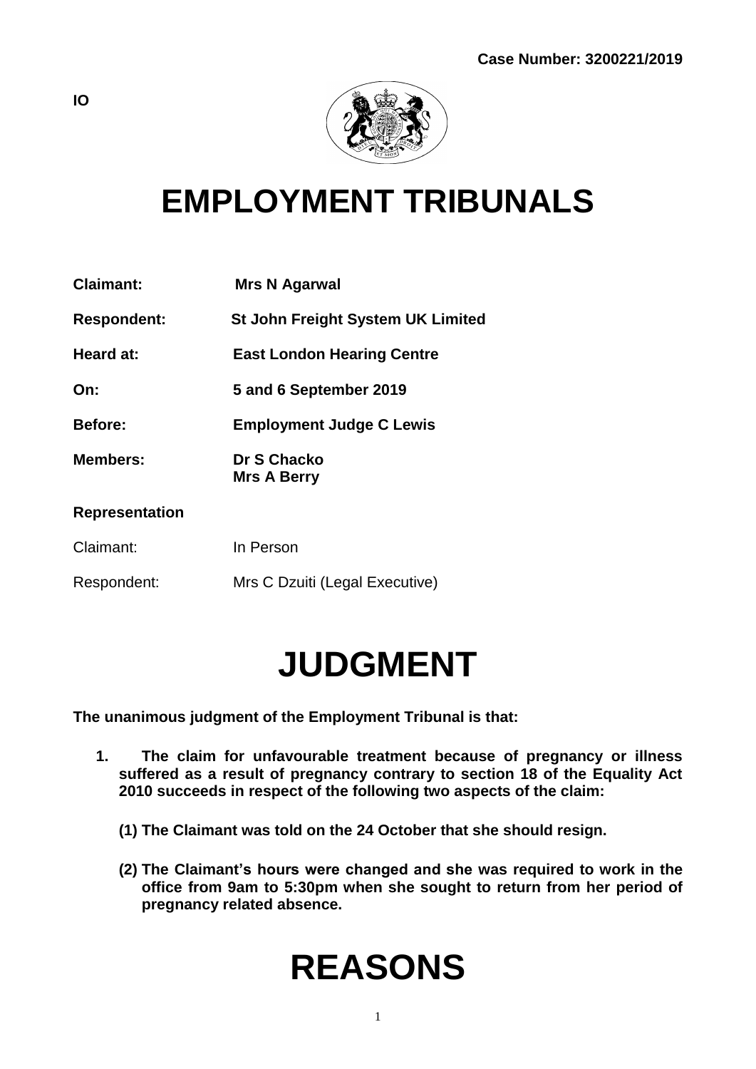Case Number: 3200221/2019

IO

# EMPLOYMENT TRIBUNALS

**Claimant:** Mrs N Agarwal

**Respondent:** St John Freight System UK Limited

**Heard at:** East London Hearing Centre

**On:** 5 and 6 September 2019

**Before:** Employment Judge C Lewis

**Members:** Dr S Chacko
Mrs A Berry

**Representation**

Claimant: In Person

Respondent: Mrs C Dzuiti (Legal Executive)

# JUDGMENT

**The unanimous judgment of the Employment Tribunal is that:**

**1. The claim for unfavourable treatment because of pregnancy or illness suffered as a result of pregnancy contrary to section 18 of the Equality Act 2010 succeeds in respect of the following two aspects of the claim:**

**(1) The Claimant was told on the 24 October that she should resign.**

**(2) The Claimant's hours were changed and she was required to work in the office from 9am to 5:30pm when she sought to return from her period of pregnancy related absence.**

# REASONS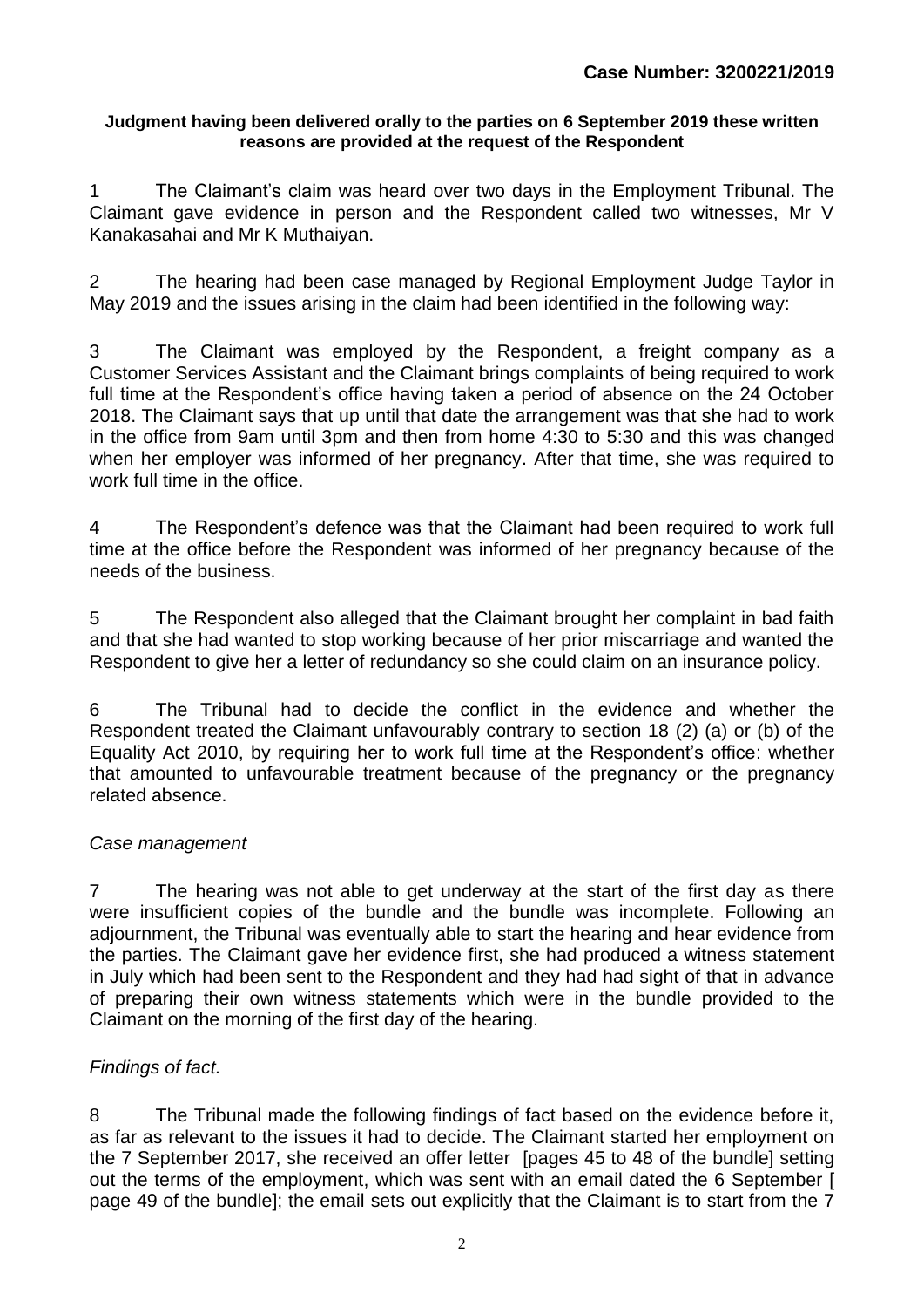**Case Number: 3200221/2019**

**Judgment having been delivered orally to the parties on 6 September 2019 these written reasons are provided at the request of the Respondent**

1 The Claimant's claim was heard over two days in the Employment Tribunal. The Claimant gave evidence in person and the Respondent called two witnesses, Mr V Kanakasahai and Mr K Muthaiyan.

2 The hearing had been case managed by Regional Employment Judge Taylor in May 2019 and the issues arising in the claim had been identified in the following way:

3 The Claimant was employed by the Respondent, a freight company as a Customer Services Assistant and the Claimant brings complaints of being required to work full time at the Respondent's office having taken a period of absence on the 24 October 2018. The Claimant says that up until that date the arrangement was that she had to work in the office from 9am until 3pm and then from home 4:30 to 5:30 and this was changed when her employer was informed of her pregnancy. After that time, she was required to work full time in the office.

4 The Respondent's defence was that the Claimant had been required to work full time at the office before the Respondent was informed of her pregnancy because of the needs of the business.

5 The Respondent also alleged that the Claimant brought her complaint in bad faith and that she had wanted to stop working because of her prior miscarriage and wanted the Respondent to give her a letter of redundancy so she could claim on an insurance policy.

6 The Tribunal had to decide the conflict in the evidence and whether the Respondent treated the Claimant unfavourably contrary to section 18 (2) (a) or (b) of the Equality Act 2010, by requiring her to work full time at the Respondent's office: whether that amounted to unfavourable treatment because of the pregnancy or the pregnancy related absence.

*Case management*

7 The hearing was not able to get underway at the start of the first day as there were insufficient copies of the bundle and the bundle was incomplete. Following an adjournment, the Tribunal was eventually able to start the hearing and hear evidence from the parties. The Claimant gave her evidence first, she had produced a witness statement in July which had been sent to the Respondent and they had had sight of that in advance of preparing their own witness statements which were in the bundle provided to the Claimant on the morning of the first day of the hearing.

*Findings of fact.*

8 The Tribunal made the following findings of fact based on the evidence before it, as far as relevant to the issues it had to decide. The Claimant started her employment on the 7 September 2017, she received an offer letter [pages 45 to 48 of the bundle] setting out the terms of the employment, which was sent with an email dated the 6 September [ page 49 of the bundle]; the email sets out explicitly that the Claimant is to start from the 7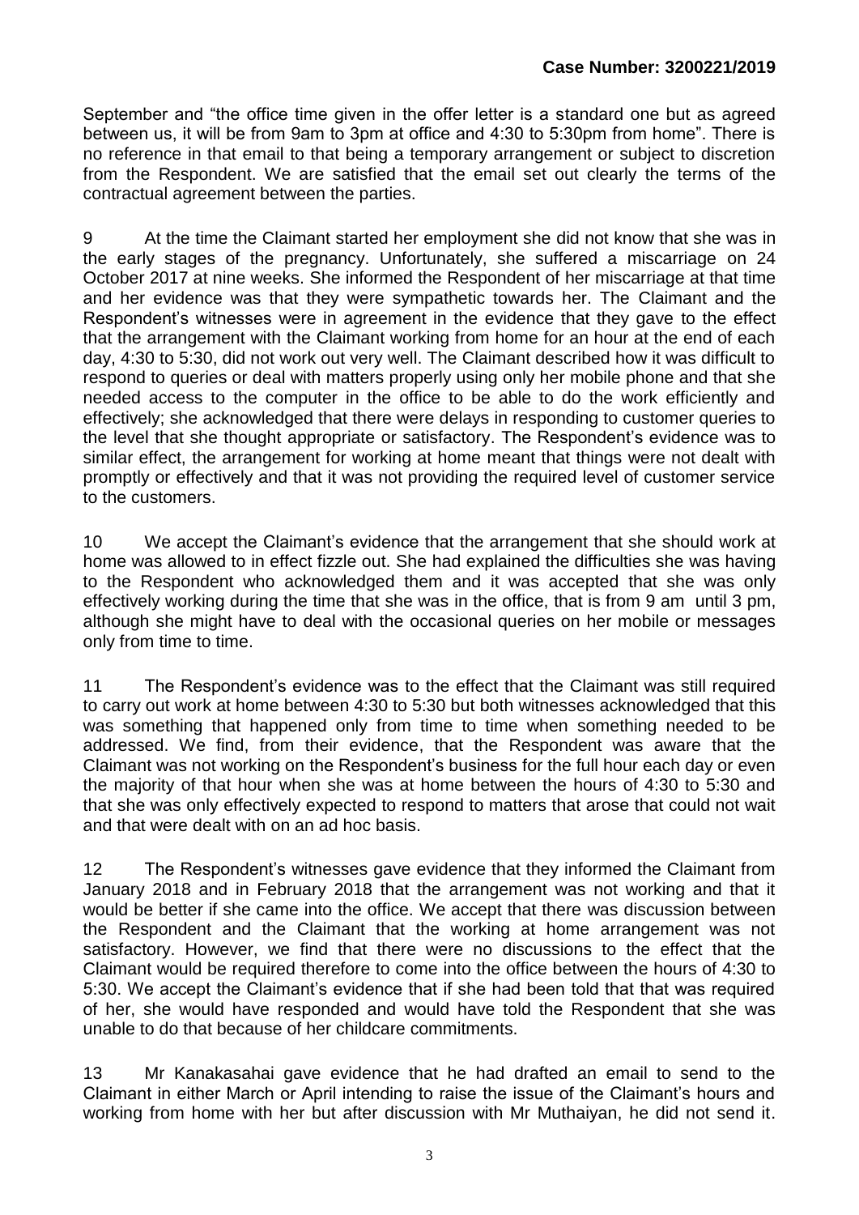September and "the office time given in the offer letter is a standard one but as agreed between us, it will be from 9am to 3pm at office and 4:30 to 5:30pm from home". There is no reference in that email to that being a temporary arrangement or subject to discretion from the Respondent. We are satisfied that the email set out clearly the terms of the contractual agreement between the parties.

9 At the time the Claimant started her employment she did not know that she was in the early stages of the pregnancy. Unfortunately, she suffered a miscarriage on 24 October 2017 at nine weeks. She informed the Respondent of her miscarriage at that time and her evidence was that they were sympathetic towards her. The Claimant and the Respondent's witnesses were in agreement in the evidence that they gave to the effect that the arrangement with the Claimant working from home for an hour at the end of each day, 4:30 to 5:30, did not work out very well. The Claimant described how it was difficult to respond to queries or deal with matters properly using only her mobile phone and that she needed access to the computer in the office to be able to do the work efficiently and effectively; she acknowledged that there were delays in responding to customer queries to the level that she thought appropriate or satisfactory. The Respondent's evidence was to similar effect, the arrangement for working at home meant that things were not dealt with promptly or effectively and that it was not providing the required level of customer service to the customers.

10 We accept the Claimant's evidence that the arrangement that she should work at home was allowed to in effect fizzle out. She had explained the difficulties she was having to the Respondent who acknowledged them and it was accepted that she was only effectively working during the time that she was in the office, that is from 9 am until 3 pm, although she might have to deal with the occasional queries on her mobile or messages only from time to time.

11 The Respondent's evidence was to the effect that the Claimant was still required to carry out work at home between 4:30 to 5:30 but both witnesses acknowledged that this was something that happened only from time to time when something needed to be addressed. We find, from their evidence, that the Respondent was aware that the Claimant was not working on the Respondent's business for the full hour each day or even the majority of that hour when she was at home between the hours of 4:30 to 5:30 and that she was only effectively expected to respond to matters that arose that could not wait and that were dealt with on an ad hoc basis.

12 The Respondent's witnesses gave evidence that they informed the Claimant from January 2018 and in February 2018 that the arrangement was not working and that it would be better if she came into the office. We accept that there was discussion between the Respondent and the Claimant that the working at home arrangement was not satisfactory. However, we find that there were no discussions to the effect that the Claimant would be required therefore to come into the office between the hours of 4:30 to 5:30. We accept the Claimant's evidence that if she had been told that that was required of her, she would have responded and would have told the Respondent that she was unable to do that because of her childcare commitments.

13 Mr Kanakasahai gave evidence that he had drafted an email to send to the Claimant in either March or April intending to raise the issue of the Claimant's hours and working from home with her but after discussion with Mr Muthaiyan, he did not send it.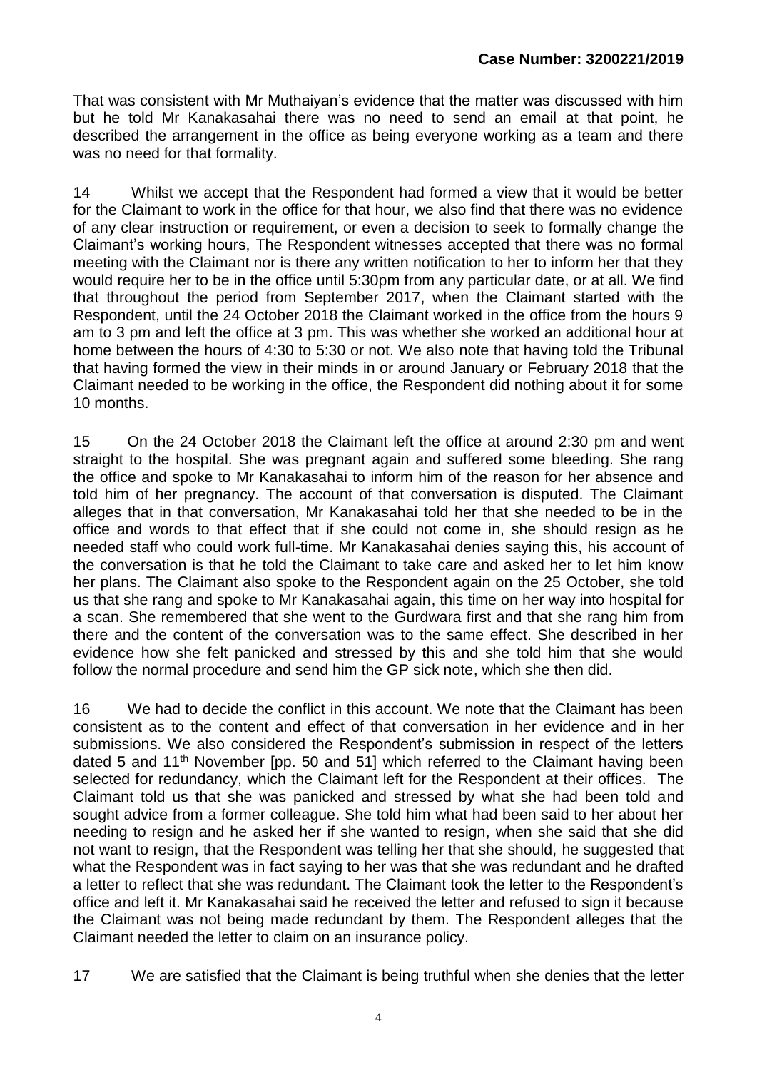That was consistent with Mr Muthaiyan's evidence that the matter was discussed with him but he told Mr Kanakasahai there was no need to send an email at that point, he described the arrangement in the office as being everyone working as a team and there was no need for that formality.

14 Whilst we accept that the Respondent had formed a view that it would be better for the Claimant to work in the office for that hour, we also find that there was no evidence of any clear instruction or requirement, or even a decision to seek to formally change the Claimant's working hours, The Respondent witnesses accepted that there was no formal meeting with the Claimant nor is there any written notification to her to inform her that they would require her to be in the office until 5:30pm from any particular date, or at all. We find that throughout the period from September 2017, when the Claimant started with the Respondent, until the 24 October 2018 the Claimant worked in the office from the hours 9 am to 3 pm and left the office at 3 pm. This was whether she worked an additional hour at home between the hours of 4:30 to 5:30 or not. We also note that having told the Tribunal that having formed the view in their minds in or around January or February 2018 that the Claimant needed to be working in the office, the Respondent did nothing about it for some 10 months.

15 On the 24 October 2018 the Claimant left the office at around 2:30 pm and went straight to the hospital. She was pregnant again and suffered some bleeding. She rang the office and spoke to Mr Kanakasahai to inform him of the reason for her absence and told him of her pregnancy. The account of that conversation is disputed. The Claimant alleges that in that conversation, Mr Kanakasahai told her that she needed to be in the office and words to that effect that if she could not come in, she should resign as he needed staff who could work full-time. Mr Kanakasahai denies saying this, his account of the conversation is that he told the Claimant to take care and asked her to let him know her plans. The Claimant also spoke to the Respondent again on the 25 October, she told us that she rang and spoke to Mr Kanakasahai again, this time on her way into hospital for a scan. She remembered that she went to the Gurdwara first and that she rang him from there and the content of the conversation was to the same effect. She described in her evidence how she felt panicked and stressed by this and she told him that she would follow the normal procedure and send him the GP sick note, which she then did.

16 We had to decide the conflict in this account. We note that the Claimant has been consistent as to the content and effect of that conversation in her evidence and in her submissions. We also considered the Respondent's submission in respect of the letters dated 5 and 11th November [pp. 50 and 51] which referred to the Claimant having been selected for redundancy, which the Claimant left for the Respondent at their offices. The Claimant told us that she was panicked and stressed by what she had been told and sought advice from a former colleague. She told him what had been said to her about her needing to resign and he asked her if she wanted to resign, when she said that she did not want to resign, that the Respondent was telling her that she should, he suggested that what the Respondent was in fact saying to her was that she was redundant and he drafted a letter to reflect that she was redundant. The Claimant took the letter to the Respondent's office and left it. Mr Kanakasahai said he received the letter and refused to sign it because the Claimant was not being made redundant by them. The Respondent alleges that the Claimant needed the letter to claim on an insurance policy.

17 We are satisfied that the Claimant is being truthful when she denies that the letter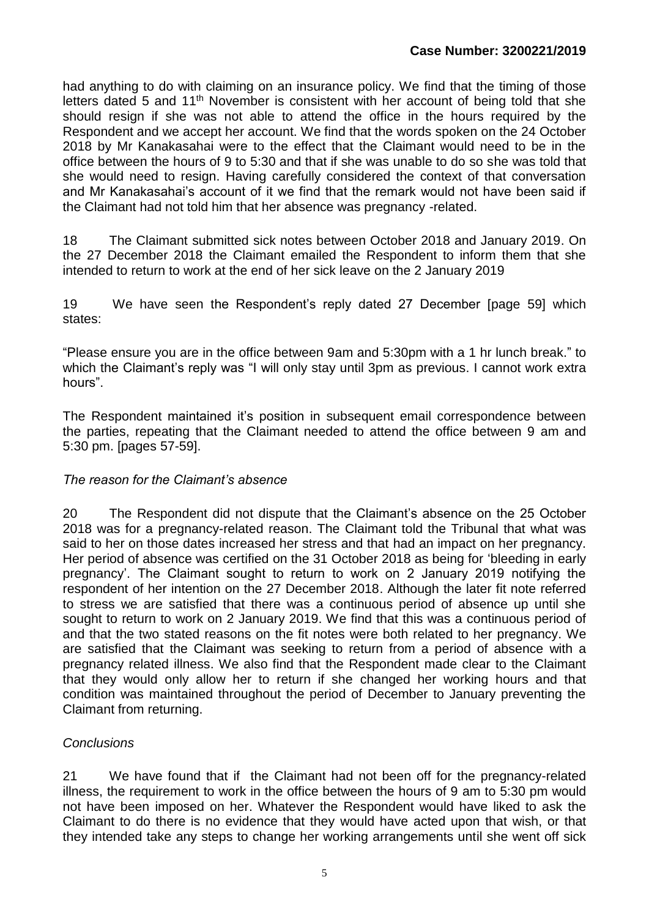had anything to do with claiming on an insurance policy. We find that the timing of those letters dated 5 and 11th November is consistent with her account of being told that she should resign if she was not able to attend the office in the hours required by the Respondent and we accept her account. We find that the words spoken on the 24 October 2018 by Mr Kanakasahai were to the effect that the Claimant would need to be in the office between the hours of 9 to 5:30 and that if she was unable to do so she was told that she would need to resign. Having carefully considered the context of that conversation and Mr Kanakasahai's account of it we find that the remark would not have been said if the Claimant had not told him that her absence was pregnancy -related.

18 The Claimant submitted sick notes between October 2018 and January 2019. On the 27 December 2018 the Claimant emailed the Respondent to inform them that she intended to return to work at the end of her sick leave on the 2 January 2019

19 We have seen the Respondent's reply dated 27 December [page 59] which states:

"Please ensure you are in the office between 9am and 5:30pm with a 1 hr lunch break." to which the Claimant's reply was "I will only stay until 3pm as previous. I cannot work extra hours".

The Respondent maintained it's position in subsequent email correspondence between the parties, repeating that the Claimant needed to attend the office between 9 am and 5:30 pm. [pages 57-59].

*The reason for the Claimant's absence*

20 The Respondent did not dispute that the Claimant's absence on the 25 October 2018 was for a pregnancy-related reason. The Claimant told the Tribunal that what was said to her on those dates increased her stress and that had an impact on her pregnancy. Her period of absence was certified on the 31 October 2018 as being for 'bleeding in early pregnancy'. The Claimant sought to return to work on 2 January 2019 notifying the respondent of her intention on the 27 December 2018. Although the later fit note referred to stress we are satisfied that there was a continuous period of absence up until she sought to return to work on 2 January 2019. We find that this was a continuous period of and that the two stated reasons on the fit notes were both related to her pregnancy. We are satisfied that the Claimant was seeking to return from a period of absence with a pregnancy related illness. We also find that the Respondent made clear to the Claimant that they would only allow her to return if she changed her working hours and that condition was maintained throughout the period of December to January preventing the Claimant from returning.

*Conclusions*

21 We have found that if the Claimant had not been off for the pregnancy-related illness, the requirement to work in the office between the hours of 9 am to 5:30 pm would not have been imposed on her. Whatever the Respondent would have liked to ask the Claimant to do there is no evidence that they would have acted upon that wish, or that they intended take any steps to change her working arrangements until she went off sick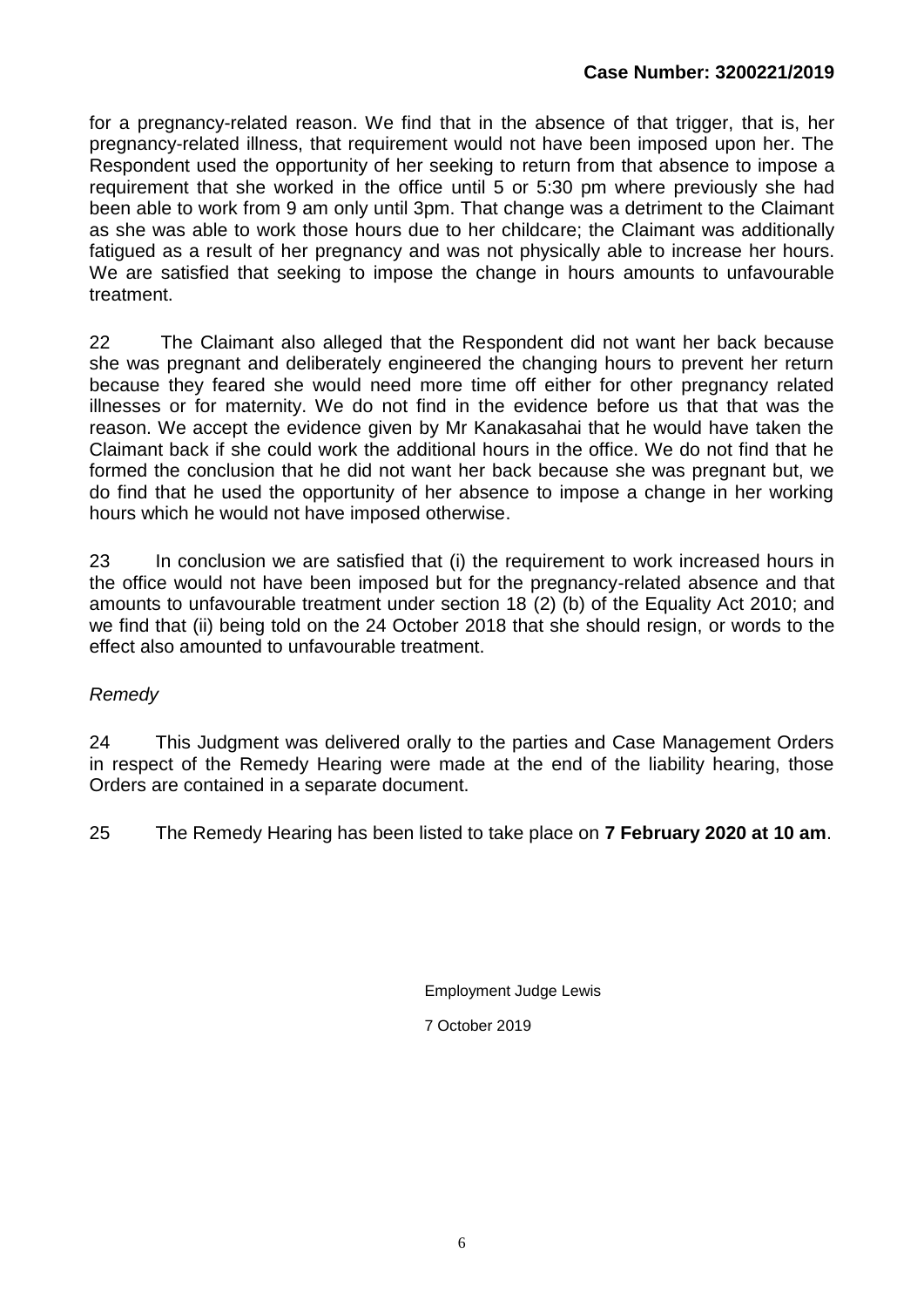for a pregnancy-related reason. We find that in the absence of that trigger, that is, her pregnancy-related illness, that requirement would not have been imposed upon her. The Respondent used the opportunity of her seeking to return from that absence to impose a requirement that she worked in the office until 5 or 5:30 pm where previously she had been able to work from 9 am only until 3pm. That change was a detriment to the Claimant as she was able to work those hours due to her childcare; the Claimant was additionally fatigued as a result of her pregnancy and was not physically able to increase her hours. We are satisfied that seeking to impose the change in hours amounts to unfavourable treatment.

22 The Claimant also alleged that the Respondent did not want her back because she was pregnant and deliberately engineered the changing hours to prevent her return because they feared she would need more time off either for other pregnancy related illnesses or for maternity. We do not find in the evidence before us that that was the reason. We accept the evidence given by Mr Kanakasahai that he would have taken the Claimant back if she could work the additional hours in the office. We do not find that he formed the conclusion that he did not want her back because she was pregnant but, we do find that he used the opportunity of her absence to impose a change in her working hours which he would not have imposed otherwise.

23 In conclusion we are satisfied that (i) the requirement to work increased hours in the office would not have been imposed but for the pregnancy-related absence and that amounts to unfavourable treatment under section 18 (2) (b) of the Equality Act 2010; and we find that (ii) being told on the 24 October 2018 that she should resign, or words to the effect also amounted to unfavourable treatment.

*Remedy*

24 This Judgment was delivered orally to the parties and Case Management Orders in respect of the Remedy Hearing were made at the end of the liability hearing, those Orders are contained in a separate document.

25 The Remedy Hearing has been listed to take place on **7 February 2020 at 10 am**.

Employment Judge Lewis

7 October 2019